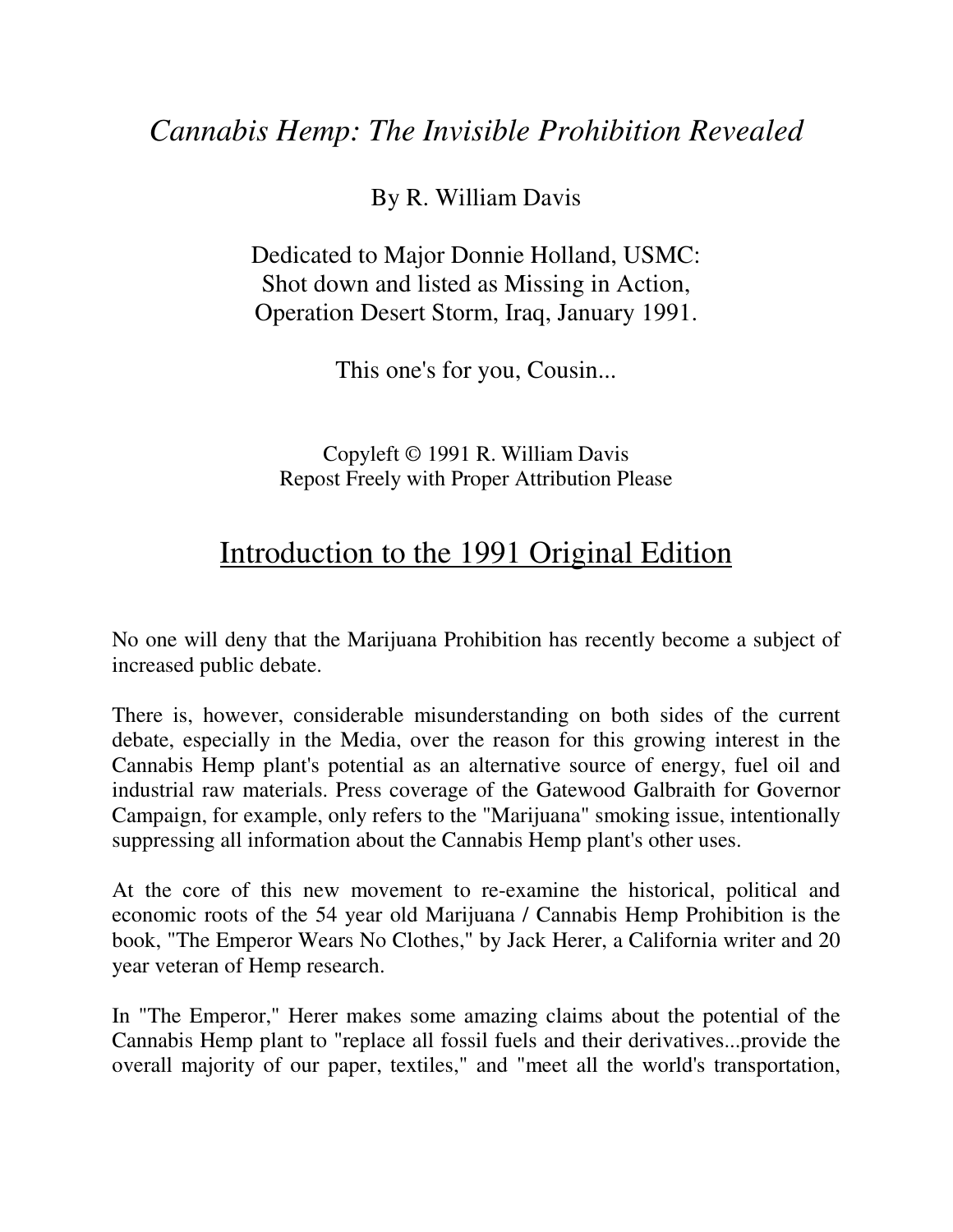# *Cannabis Hemp: The Invisible Prohibition Revealed*

By R. William Davis

Dedicated to Major Donnie Holland, USMC:
Shot down and listed as Missing in Action,
Operation Desert Storm, Iraq, January 1991.

This one's for you, Cousin...

Copyleft © 1991 R. William Davis
Repost Freely with Proper Attribution Please

## Introduction to the 1991 Original Edition

No one will deny that the Marijuana Prohibition has recently become a subject of increased public debate.

There is, however, considerable misunderstanding on both sides of the current debate, especially in the Media, over the reason for this growing interest in the Cannabis Hemp plant's potential as an alternative source of energy, fuel oil and industrial raw materials. Press coverage of the Gatewood Galbraith for Governor Campaign, for example, only refers to the "Marijuana" smoking issue, intentionally suppressing all information about the Cannabis Hemp plant's other uses.

At the core of this new movement to re-examine the historical, political and economic roots of the 54 year old Marijuana / Cannabis Hemp Prohibition is the book, "The Emperor Wears No Clothes," by Jack Herer, a California writer and 20 year veteran of Hemp research.

In "The Emperor," Herer makes some amazing claims about the potential of the Cannabis Hemp plant to "replace all fossil fuels and their derivatives...provide the overall majority of our paper, textiles," and "meet all the world's transportation,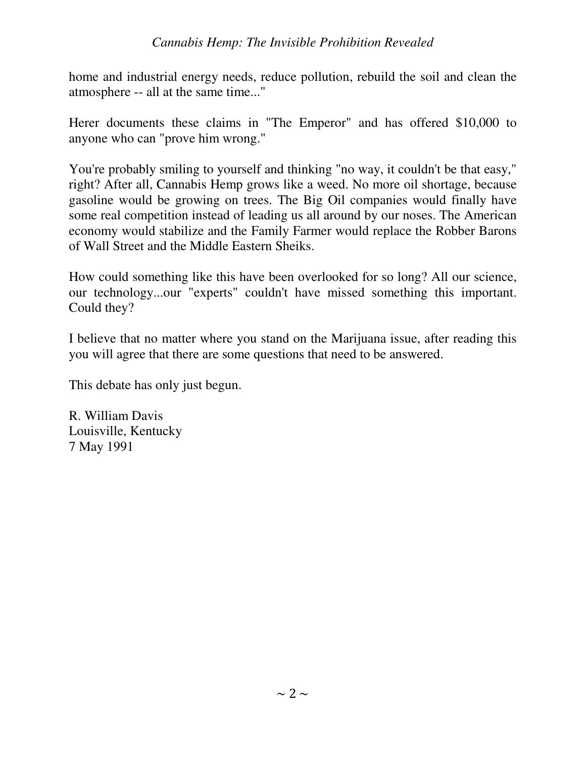home and industrial energy needs, reduce pollution, rebuild the soil and clean the atmosphere -- all at the same time..."

Herer documents these claims in "The Emperor" and has offered $10,000 to anyone who can "prove him wrong."

You're probably smiling to yourself and thinking "no way, it couldn't be that easy," right? After all, Cannabis Hemp grows like a weed. No more oil shortage, because gasoline would be growing on trees. The Big Oil companies would finally have some real competition instead of leading us all around by our noses. The American economy would stabilize and the Family Farmer would replace the Robber Barons of Wall Street and the Middle Eastern Sheiks.

How could something like this have been overlooked for so long? All our science, our technology...our "experts" couldn't have missed something this important. Could they?

I believe that no matter where you stand on the Marijuana issue, after reading this you will agree that there are some questions that need to be answered.

This debate has only just begun.

R. William Davis
Louisville, Kentucky
7 May 1991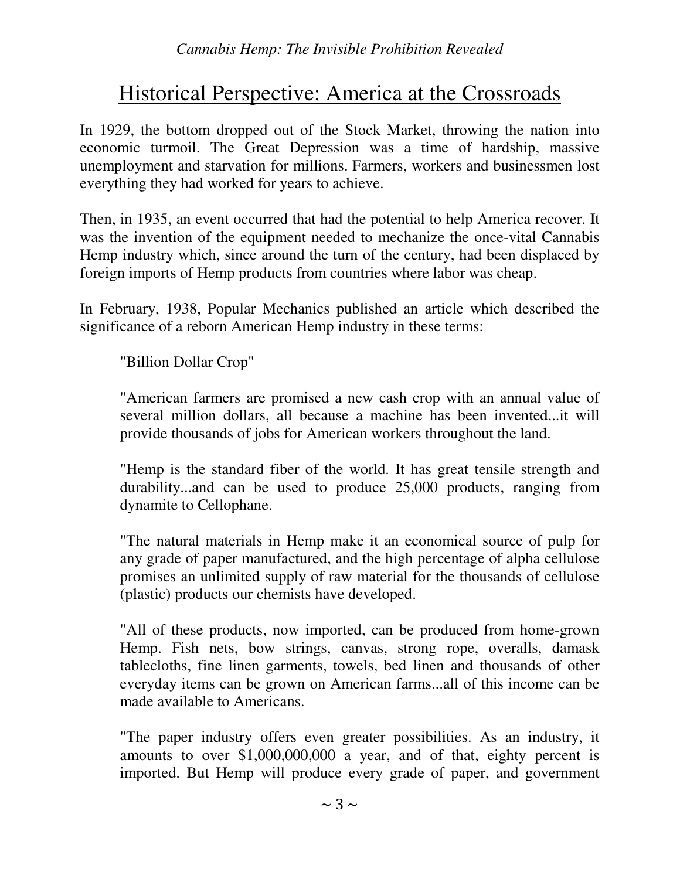# Historical Perspective: America at the Crossroads

In 1929, the bottom dropped out of the Stock Market, throwing the nation into economic turmoil. The Great Depression was a time of hardship, massive unemployment and starvation for millions. Farmers, workers and businessmen lost everything they had worked for years to achieve.

Then, in 1935, an event occurred that had the potential to help America recover. It was the invention of the equipment needed to mechanize the once-vital Cannabis Hemp industry which, since around the turn of the century, had been displaced by foreign imports of Hemp products from countries where labor was cheap.

In February, 1938, Popular Mechanics published an article which described the significance of a reborn American Hemp industry in these terms:

> "Billion Dollar Crop"
>
> "American farmers are promised a new cash crop with an annual value of several million dollars, all because a machine has been invented...it will provide thousands of jobs for American workers throughout the land.
>
> "Hemp is the standard fiber of the world. It has great tensile strength and durability...and can be used to produce 25,000 products, ranging from dynamite to Cellophane.
>
> "The natural materials in Hemp make it an economical source of pulp for any grade of paper manufactured, and the high percentage of alpha cellulose promises an unlimited supply of raw material for the thousands of cellulose (plastic) products our chemists have developed.
>
> "All of these products, now imported, can be produced from home-grown Hemp. Fish nets, bow strings, canvas, strong rope, overalls, damask tablecloths, fine linen garments, towels, bed linen and thousands of other everyday items can be grown on American farms...all of this income can be made available to Americans.
>
> "The paper industry offers even greater possibilities. As an industry, it amounts to over $1,000,000,000 a year, and of that, eighty percent is imported. But Hemp will produce every grade of paper, and government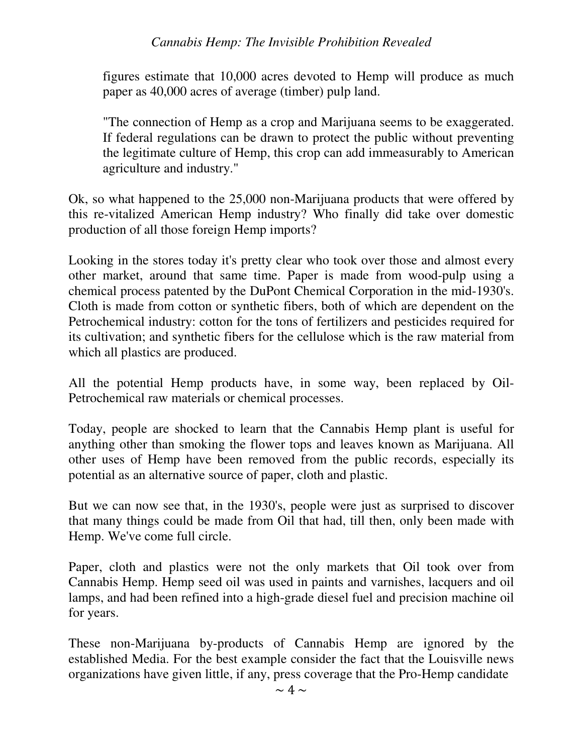> figures estimate that 10,000 acres devoted to Hemp will produce as much paper as 40,000 acres of average (timber) pulp land.
>
> "The connection of Hemp as a crop and Marijuana seems to be exaggerated. If federal regulations can be drawn to protect the public without preventing the legitimate culture of Hemp, this crop can add immeasurably to American agriculture and industry."

Ok, so what happened to the 25,000 non-Marijuana products that were offered by this re-vitalized American Hemp industry? Who finally did take over domestic production of all those foreign Hemp imports?

Looking in the stores today it's pretty clear who took over those and almost every other market, around that same time. Paper is made from wood-pulp using a chemical process patented by the DuPont Chemical Corporation in the mid-1930's. Cloth is made from cotton or synthetic fibers, both of which are dependent on the Petrochemical industry: cotton for the tons of fertilizers and pesticides required for its cultivation; and synthetic fibers for the cellulose which is the raw material from which all plastics are produced.

All the potential Hemp products have, in some way, been replaced by Oil-Petrochemical raw materials or chemical processes.

Today, people are shocked to learn that the Cannabis Hemp plant is useful for anything other than smoking the flower tops and leaves known as Marijuana. All other uses of Hemp have been removed from the public records, especially its potential as an alternative source of paper, cloth and plastic.

But we can now see that, in the 1930's, people were just as surprised to discover that many things could be made from Oil that had, till then, only been made with Hemp. We've come full circle.

Paper, cloth and plastics were not the only markets that Oil took over from Cannabis Hemp. Hemp seed oil was used in paints and varnishes, lacquers and oil lamps, and had been refined into a high-grade diesel fuel and precision machine oil for years.

These non-Marijuana by-products of Cannabis Hemp are ignored by the established Media. For the best example consider the fact that the Louisville news organizations have given little, if any, press coverage that the Pro-Hemp candidate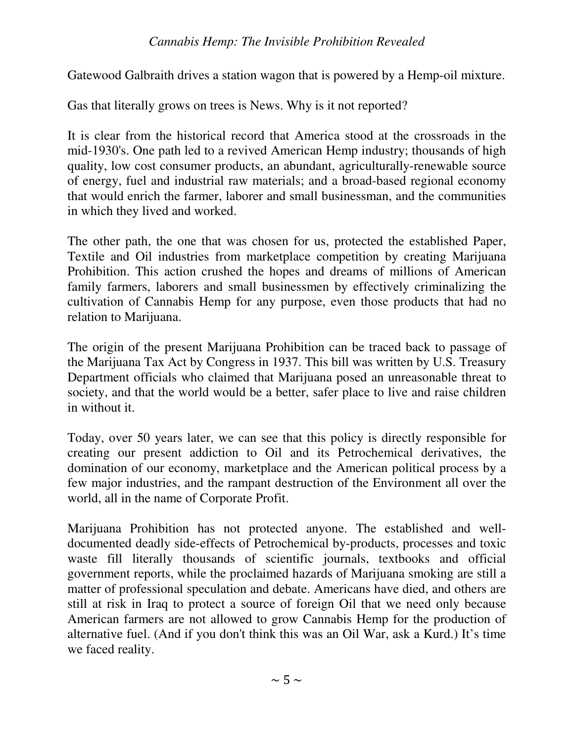Gatewood Galbraith drives a station wagon that is powered by a Hemp-oil mixture.

Gas that literally grows on trees is News. Why is it not reported?

It is clear from the historical record that America stood at the crossroads in the mid-1930's. One path led to a revived American Hemp industry; thousands of high quality, low cost consumer products, an abundant, agriculturally-renewable source of energy, fuel and industrial raw materials; and a broad-based regional economy that would enrich the farmer, laborer and small businessman, and the communities in which they lived and worked.

The other path, the one that was chosen for us, protected the established Paper, Textile and Oil industries from marketplace competition by creating Marijuana Prohibition. This action crushed the hopes and dreams of millions of American family farmers, laborers and small businessmen by effectively criminalizing the cultivation of Cannabis Hemp for any purpose, even those products that had no relation to Marijuana.

The origin of the present Marijuana Prohibition can be traced back to passage of the Marijuana Tax Act by Congress in 1937. This bill was written by U.S. Treasury Department officials who claimed that Marijuana posed an unreasonable threat to society, and that the world would be a better, safer place to live and raise children in without it.

Today, over 50 years later, we can see that this policy is directly responsible for creating our present addiction to Oil and its Petrochemical derivatives, the domination of our economy, marketplace and the American political process by a few major industries, and the rampant destruction of the Environment all over the world, all in the name of Corporate Profit.

Marijuana Prohibition has not protected anyone. The established and well-documented deadly side-effects of Petrochemical by-products, processes and toxic waste fill literally thousands of scientific journals, textbooks and official government reports, while the proclaimed hazards of Marijuana smoking are still a matter of professional speculation and debate. Americans have died, and others are still at risk in Iraq to protect a source of foreign Oil that we need only because American farmers are not allowed to grow Cannabis Hemp for the production of alternative fuel. (And if you don't think this was an Oil War, ask a Kurd.) It's time we faced reality.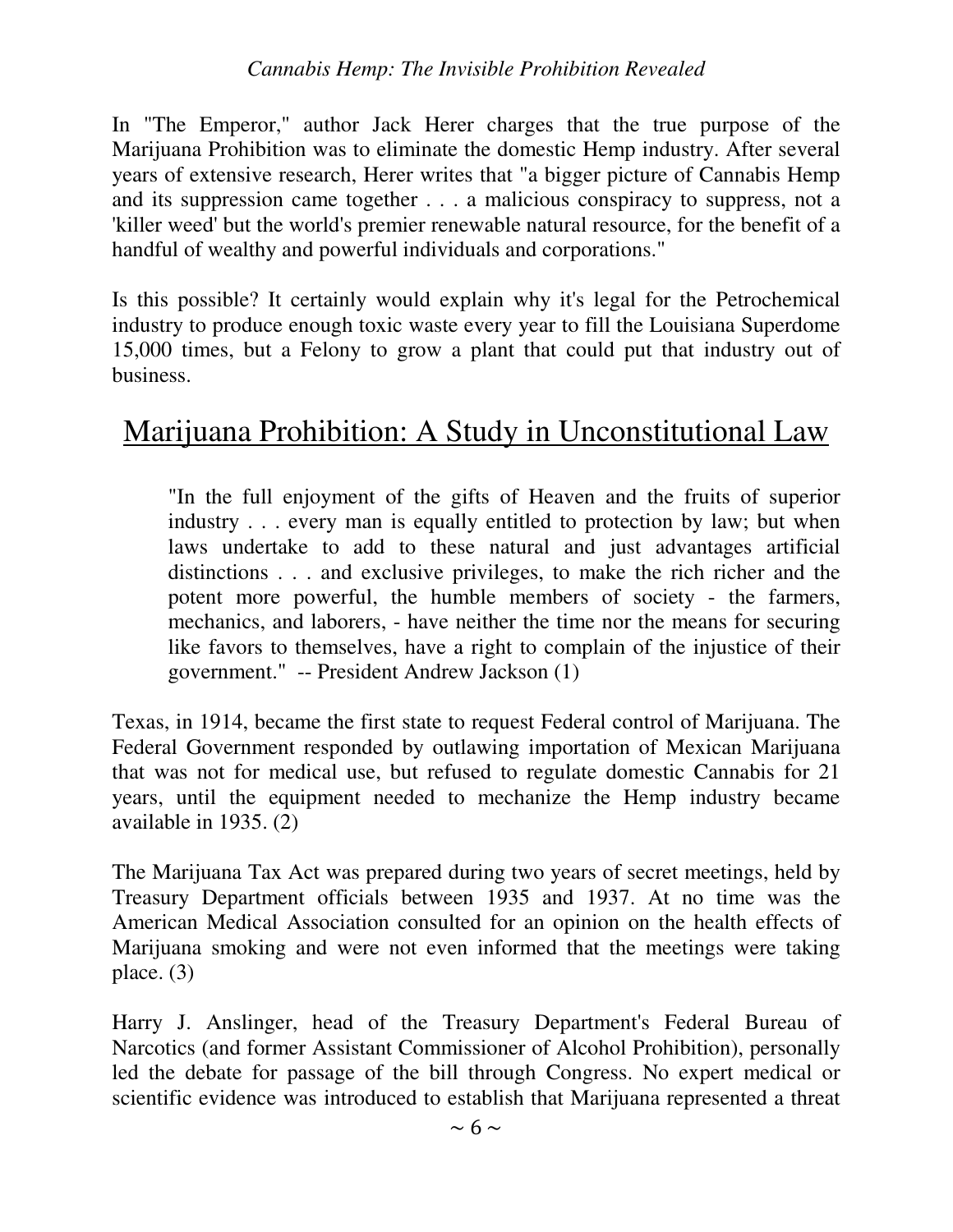In "The Emperor," author Jack Herer charges that the true purpose of the Marijuana Prohibition was to eliminate the domestic Hemp industry. After several years of extensive research, Herer writes that "a bigger picture of Cannabis Hemp and its suppression came together . . . a malicious conspiracy to suppress, not a 'killer weed' but the world's premier renewable natural resource, for the benefit of a handful of wealthy and powerful individuals and corporations."

Is this possible? It certainly would explain why it's legal for the Petrochemical industry to produce enough toxic waste every year to fill the Louisiana Superdome 15,000 times, but a Felony to grow a plant that could put that industry out of business.

## Marijuana Prohibition: A Study in Unconstitutional Law

> "In the full enjoyment of the gifts of Heaven and the fruits of superior industry . . . every man is equally entitled to protection by law; but when laws undertake to add to these natural and just advantages artificial distinctions . . . and exclusive privileges, to make the rich richer and the potent more powerful, the humble members of society - the farmers, mechanics, and laborers, - have neither the time nor the means for securing like favors to themselves, have a right to complain of the injustice of their government." -- President Andrew Jackson (1)

Texas, in 1914, became the first state to request Federal control of Marijuana. The Federal Government responded by outlawing importation of Mexican Marijuana that was not for medical use, but refused to regulate domestic Cannabis for 21 years, until the equipment needed to mechanize the Hemp industry became available in 1935. (2)

The Marijuana Tax Act was prepared during two years of secret meetings, held by Treasury Department officials between 1935 and 1937. At no time was the American Medical Association consulted for an opinion on the health effects of Marijuana smoking and were not even informed that the meetings were taking place. (3)

Harry J. Anslinger, head of the Treasury Department's Federal Bureau of Narcotics (and former Assistant Commissioner of Alcohol Prohibition), personally led the debate for passage of the bill through Congress. No expert medical or scientific evidence was introduced to establish that Marijuana represented a threat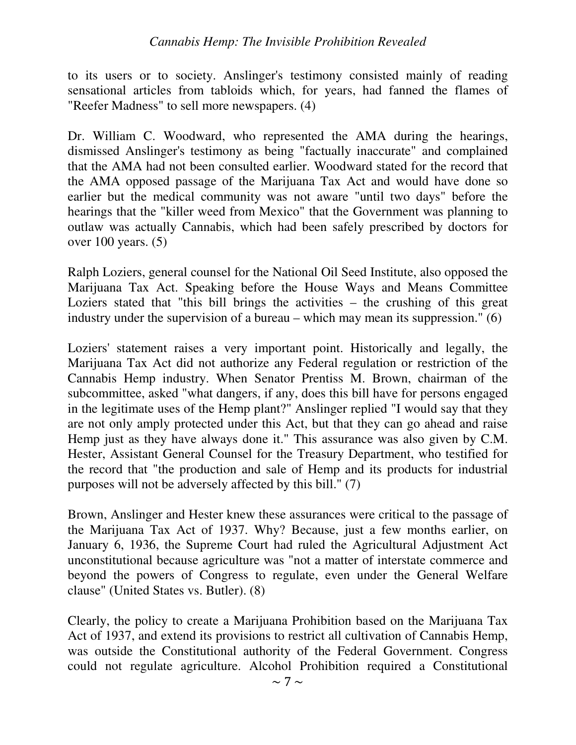to its users or to society. Anslinger's testimony consisted mainly of reading sensational articles from tabloids which, for years, had fanned the flames of "Reefer Madness" to sell more newspapers. (4)

Dr. William C. Woodward, who represented the AMA during the hearings, dismissed Anslinger's testimony as being "factually inaccurate" and complained that the AMA had not been consulted earlier. Woodward stated for the record that the AMA opposed passage of the Marijuana Tax Act and would have done so earlier but the medical community was not aware "until two days" before the hearings that the "killer weed from Mexico" that the Government was planning to outlaw was actually Cannabis, which had been safely prescribed by doctors for over 100 years. (5)

Ralph Loziers, general counsel for the National Oil Seed Institute, also opposed the Marijuana Tax Act. Speaking before the House Ways and Means Committee Loziers stated that "this bill brings the activities – the crushing of this great industry under the supervision of a bureau – which may mean its suppression." (6)

Loziers' statement raises a very important point. Historically and legally, the Marijuana Tax Act did not authorize any Federal regulation or restriction of the Cannabis Hemp industry. When Senator Prentiss M. Brown, chairman of the subcommittee, asked "what dangers, if any, does this bill have for persons engaged in the legitimate uses of the Hemp plant?" Anslinger replied "I would say that they are not only amply protected under this Act, but that they can go ahead and raise Hemp just as they have always done it." This assurance was also given by C.M. Hester, Assistant General Counsel for the Treasury Department, who testified for the record that "the production and sale of Hemp and its products for industrial purposes will not be adversely affected by this bill." (7)

Brown, Anslinger and Hester knew these assurances were critical to the passage of the Marijuana Tax Act of 1937. Why? Because, just a few months earlier, on January 6, 1936, the Supreme Court had ruled the Agricultural Adjustment Act unconstitutional because agriculture was "not a matter of interstate commerce and beyond the powers of Congress to regulate, even under the General Welfare clause" (United States vs. Butler). (8)

Clearly, the policy to create a Marijuana Prohibition based on the Marijuana Tax Act of 1937, and extend its provisions to restrict all cultivation of Cannabis Hemp, was outside the Constitutional authority of the Federal Government. Congress could not regulate agriculture. Alcohol Prohibition required a Constitutional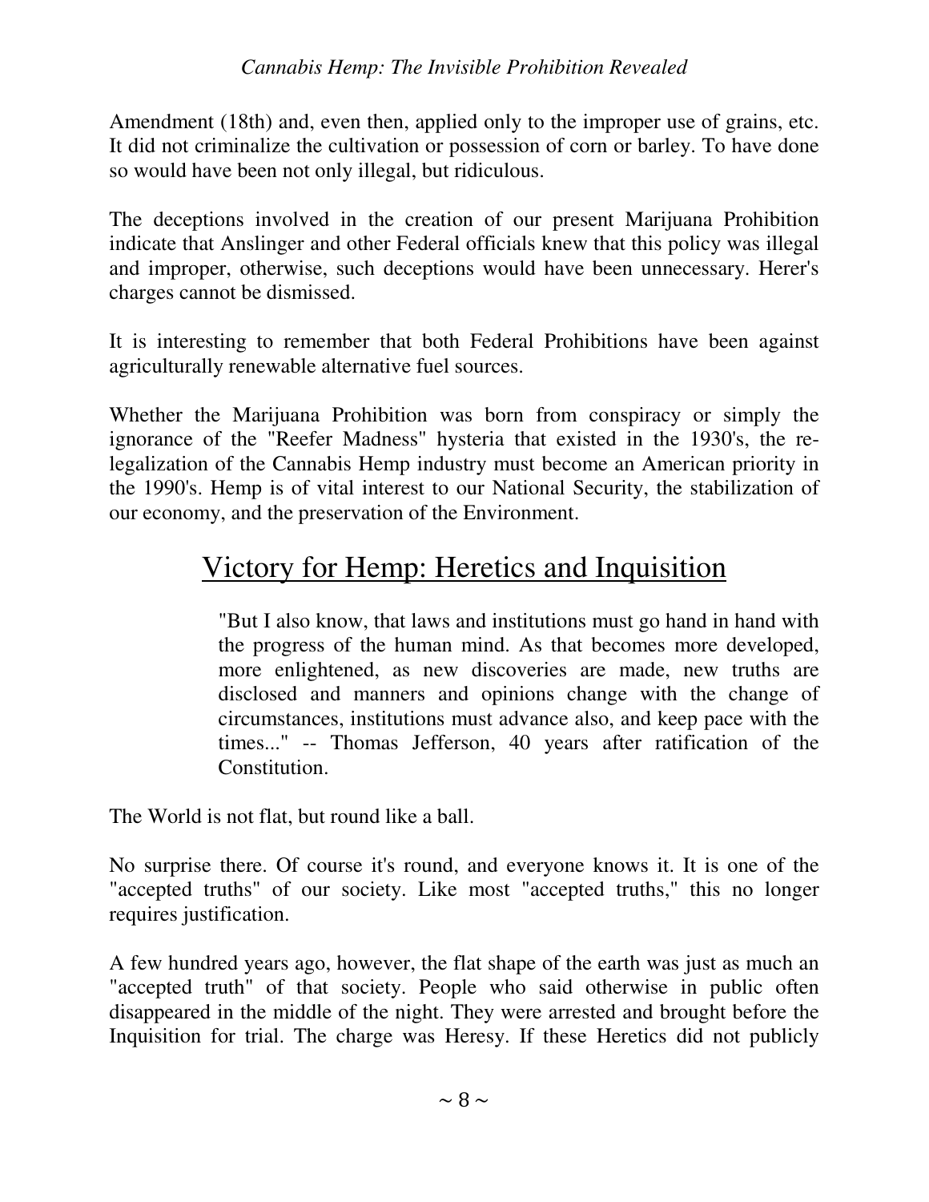Amendment (18th) and, even then, applied only to the improper use of grains, etc. It did not criminalize the cultivation or possession of corn or barley. To have done so would have been not only illegal, but ridiculous.

The deceptions involved in the creation of our present Marijuana Prohibition indicate that Anslinger and other Federal officials knew that this policy was illegal and improper, otherwise, such deceptions would have been unnecessary. Herer's charges cannot be dismissed.

It is interesting to remember that both Federal Prohibitions have been against agriculturally renewable alternative fuel sources.

Whether the Marijuana Prohibition was born from conspiracy or simply the ignorance of the "Reefer Madness" hysteria that existed in the 1930's, the re-legalization of the Cannabis Hemp industry must become an American priority in the 1990's. Hemp is of vital interest to our National Security, the stabilization of our economy, and the preservation of the Environment.

## Victory for Hemp: Heretics and Inquisition

> "But I also know, that laws and institutions must go hand in hand with the progress of the human mind. As that becomes more developed, more enlightened, as new discoveries are made, new truths are disclosed and manners and opinions change with the change of circumstances, institutions must advance also, and keep pace with the times..." -- Thomas Jefferson, 40 years after ratification of the Constitution.

The World is not flat, but round like a ball.

No surprise there. Of course it's round, and everyone knows it. It is one of the "accepted truths" of our society. Like most "accepted truths," this no longer requires justification.

A few hundred years ago, however, the flat shape of the earth was just as much an "accepted truth" of that society. People who said otherwise in public often disappeared in the middle of the night. They were arrested and brought before the Inquisition for trial. The charge was Heresy. If these Heretics did not publicly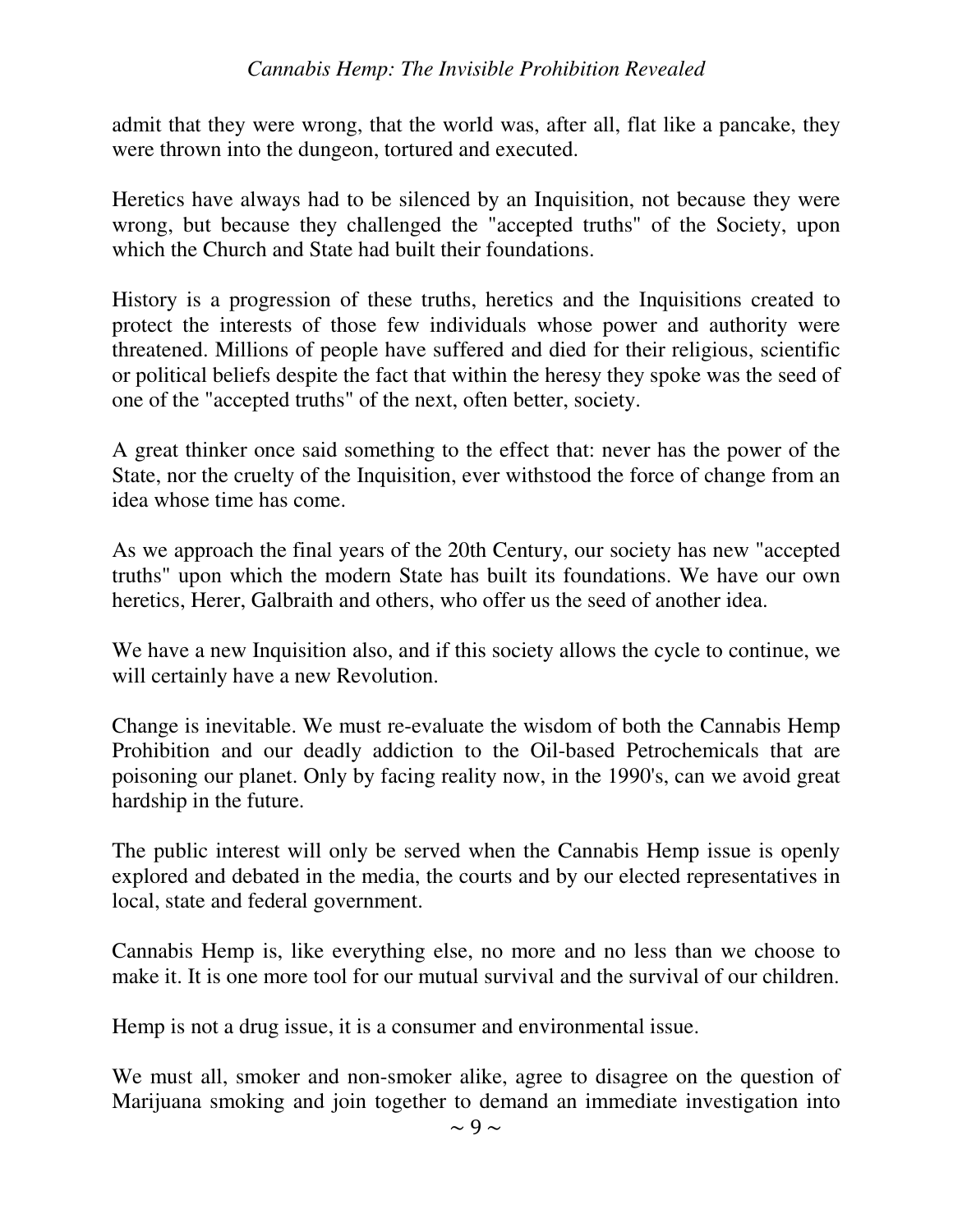admit that they were wrong, that the world was, after all, flat like a pancake, they were thrown into the dungeon, tortured and executed.

Heretics have always had to be silenced by an Inquisition, not because they were wrong, but because they challenged the "accepted truths" of the Society, upon which the Church and State had built their foundations.

History is a progression of these truths, heretics and the Inquisitions created to protect the interests of those few individuals whose power and authority were threatened. Millions of people have suffered and died for their religious, scientific or political beliefs despite the fact that within the heresy they spoke was the seed of one of the "accepted truths" of the next, often better, society.

A great thinker once said something to the effect that: never has the power of the State, nor the cruelty of the Inquisition, ever withstood the force of change from an idea whose time has come.

As we approach the final years of the 20th Century, our society has new "accepted truths" upon which the modern State has built its foundations. We have our own heretics, Herer, Galbraith and others, who offer us the seed of another idea.

We have a new Inquisition also, and if this society allows the cycle to continue, we will certainly have a new Revolution.

Change is inevitable. We must re-evaluate the wisdom of both the Cannabis Hemp Prohibition and our deadly addiction to the Oil-based Petrochemicals that are poisoning our planet. Only by facing reality now, in the 1990's, can we avoid great hardship in the future.

The public interest will only be served when the Cannabis Hemp issue is openly explored and debated in the media, the courts and by our elected representatives in local, state and federal government.

Cannabis Hemp is, like everything else, no more and no less than we choose to make it. It is one more tool for our mutual survival and the survival of our children.

Hemp is not a drug issue, it is a consumer and environmental issue.

We must all, smoker and non-smoker alike, agree to disagree on the question of Marijuana smoking and join together to demand an immediate investigation into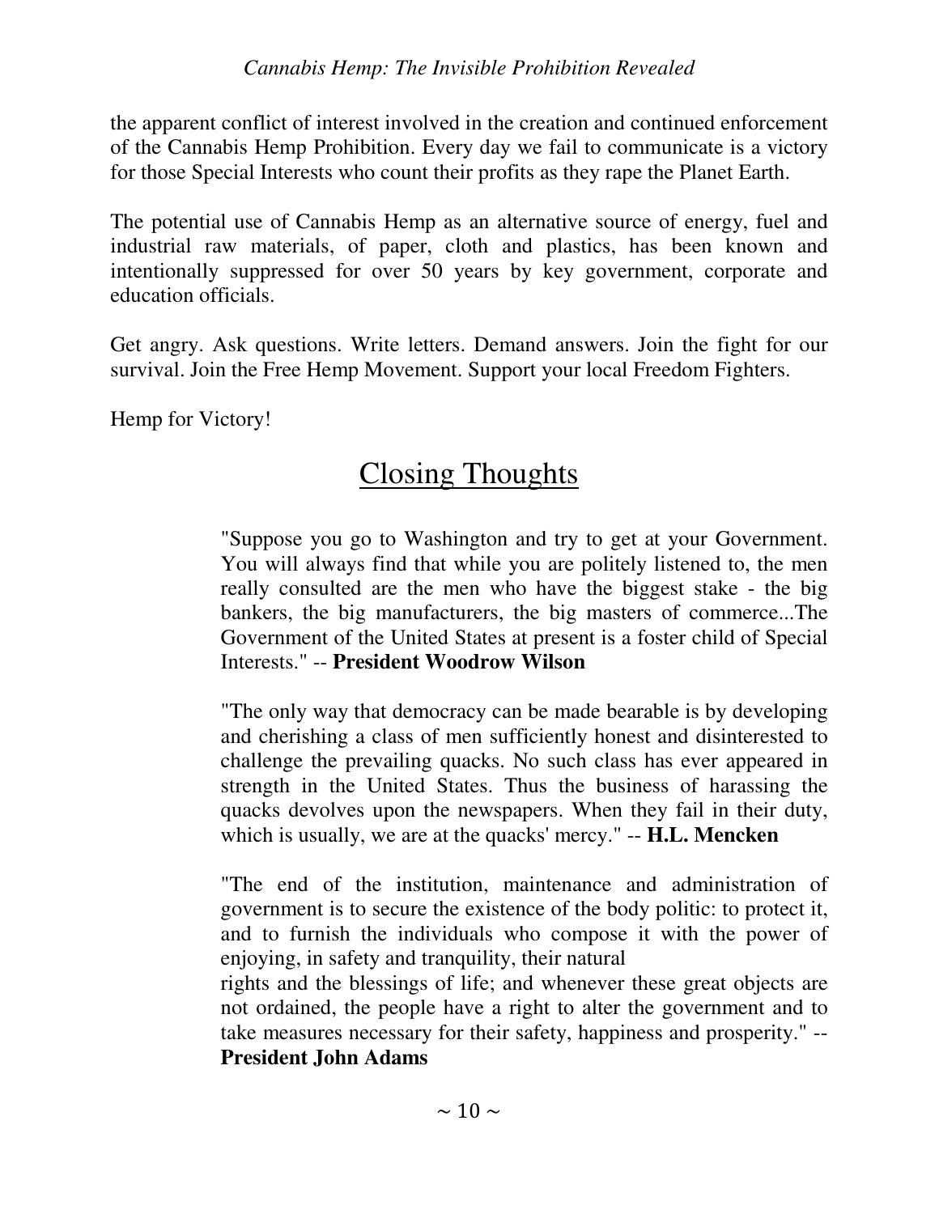the apparent conflict of interest involved in the creation and continued enforcement of the Cannabis Hemp Prohibition. Every day we fail to communicate is a victory for those Special Interests who count their profits as they rape the Planet Earth.

The potential use of Cannabis Hemp as an alternative source of energy, fuel and industrial raw materials, of paper, cloth and plastics, has been known and intentionally suppressed for over 50 years by key government, corporate and education officials.

Get angry. Ask questions. Write letters. Demand answers. Join the fight for our survival. Join the Free Hemp Movement. Support your local Freedom Fighters.

Hemp for Victory!

## Closing Thoughts

> "Suppose you go to Washington and try to get at your Government. You will always find that while you are politely listened to, the men really consulted are the men who have the biggest stake - the big bankers, the big manufacturers, the big masters of commerce...The Government of the United States at present is a foster child of Special Interests." -- **President Woodrow Wilson**

> "The only way that democracy can be made bearable is by developing and cherishing a class of men sufficiently honest and disinterested to challenge the prevailing quacks. No such class has ever appeared in strength in the United States. Thus the business of harassing the quacks devolves upon the newspapers. When they fail in their duty, which is usually, we are at the quacks' mercy." -- **H.L. Mencken**

> "The end of the institution, maintenance and administration of government is to secure the existence of the body politic: to protect it, and to furnish the individuals who compose it with the power of enjoying, in safety and tranquility, their natural rights and the blessings of life; and whenever these great objects are not ordained, the people have a right to alter the government and to take measures necessary for their safety, happiness and prosperity." -- **President John Adams**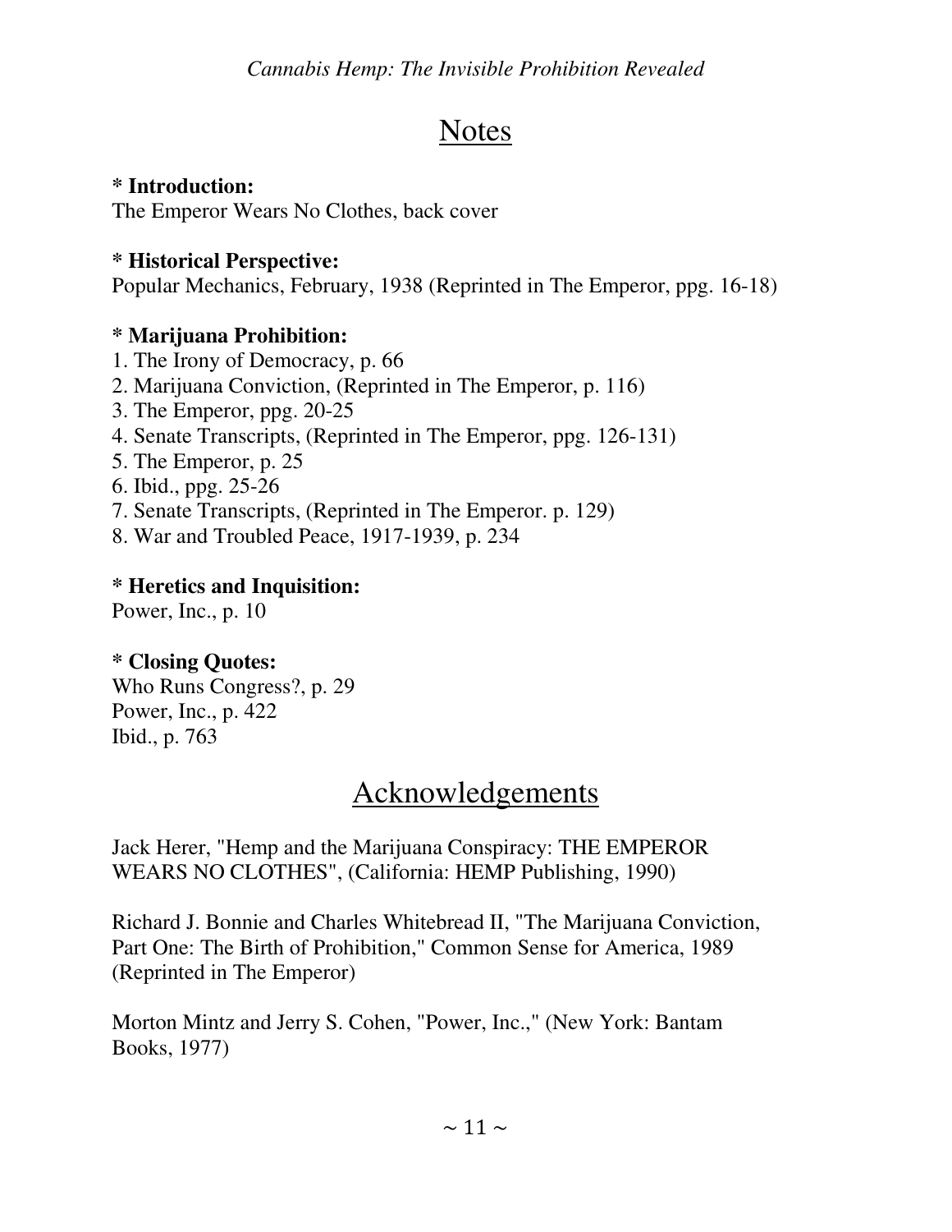# Notes

**\* Introduction:**
The Emperor Wears No Clothes, back cover

**\* Historical Perspective:**
Popular Mechanics, February, 1938 (Reprinted in The Emperor, ppg. 16-18)

**\* Marijuana Prohibition:**

1. The Irony of Democracy, p. 66
2. Marijuana Conviction, (Reprinted in The Emperor, p. 116)
3. The Emperor, ppg. 20-25
4. Senate Transcripts, (Reprinted in The Emperor, ppg. 126-131)
5. The Emperor, p. 25
6. Ibid., ppg. 25-26
7. Senate Transcripts, (Reprinted in The Emperor. p. 129)
8. War and Troubled Peace, 1917-1939, p. 234

**\* Heretics and Inquisition:**
Power, Inc., p. 10

**\* Closing Quotes:**
Who Runs Congress?, p. 29
Power, Inc., p. 422
Ibid., p. 763

# Acknowledgements

Jack Herer, "Hemp and the Marijuana Conspiracy: THE EMPEROR WEARS NO CLOTHES", (California: HEMP Publishing, 1990)

Richard J. Bonnie and Charles Whitebread II, "The Marijuana Conviction, Part One: The Birth of Prohibition," Common Sense for America, 1989 (Reprinted in The Emperor)

Morton Mintz and Jerry S. Cohen, "Power, Inc.," (New York: Bantam Books, 1977)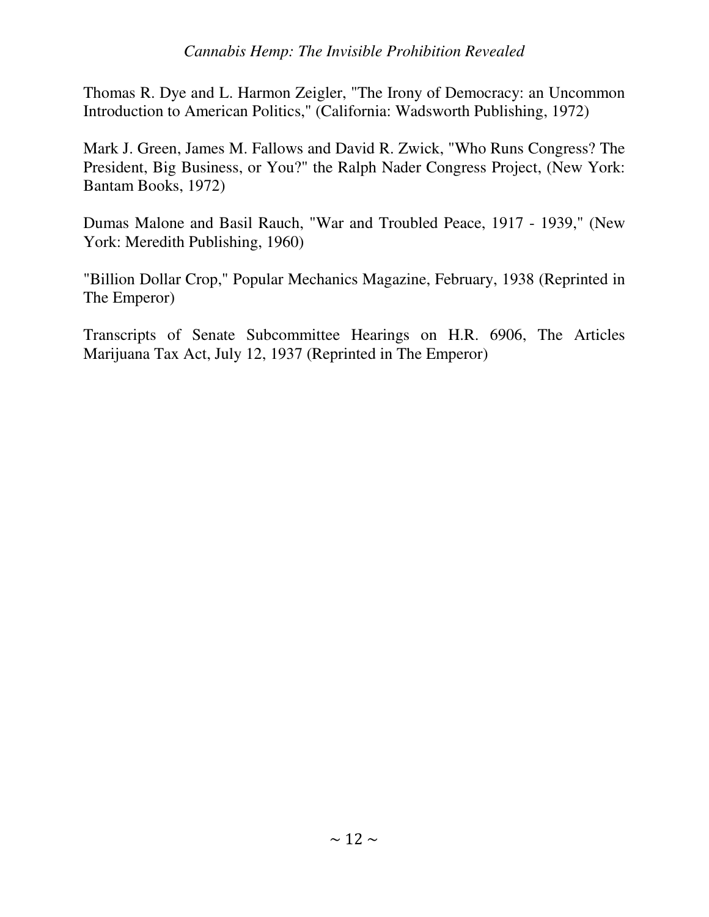Thomas R. Dye and L. Harmon Zeigler, "The Irony of Democracy: an Uncommon Introduction to American Politics," (California: Wadsworth Publishing, 1972)

Mark J. Green, James M. Fallows and David R. Zwick, "Who Runs Congress? The President, Big Business, or You?" the Ralph Nader Congress Project, (New York: Bantam Books, 1972)

Dumas Malone and Basil Rauch, "War and Troubled Peace, 1917 - 1939," (New York: Meredith Publishing, 1960)

"Billion Dollar Crop," Popular Mechanics Magazine, February, 1938 (Reprinted in The Emperor)

Transcripts of Senate Subcommittee Hearings on H.R. 6906, The Articles Marijuana Tax Act, July 12, 1937 (Reprinted in The Emperor)